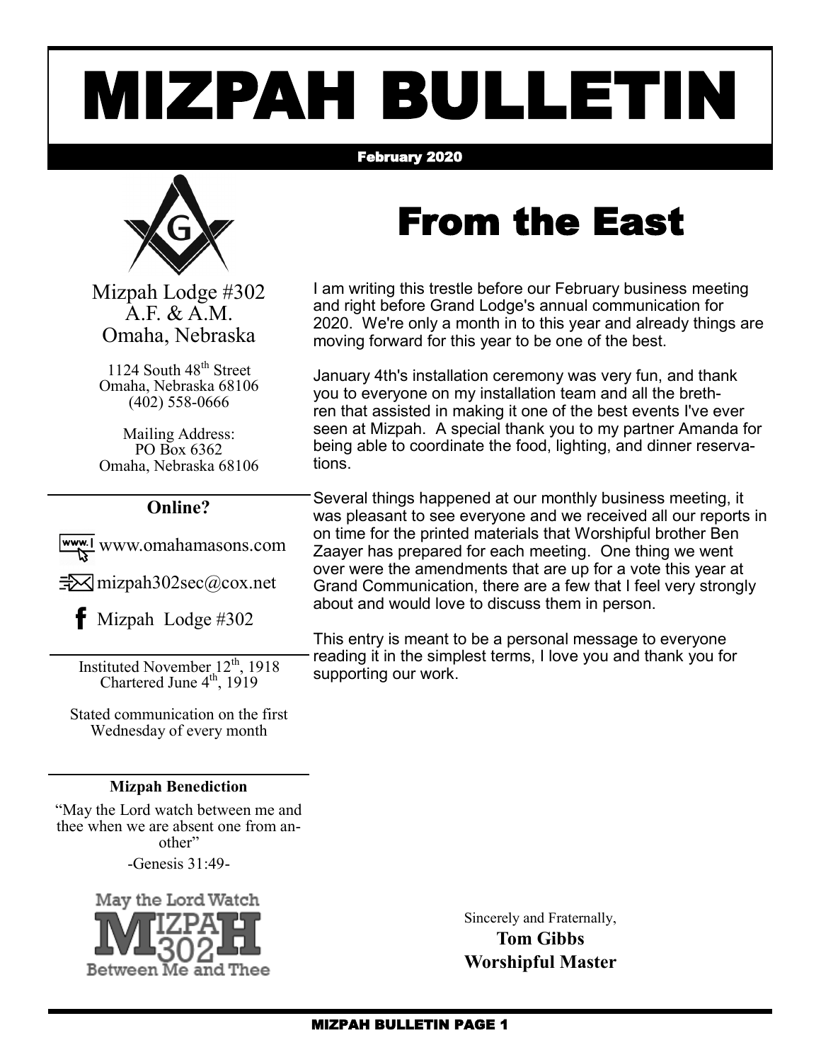# MIZPAH BULLETIN

February 2020

Mizpah Lodge #302
A.F. & A.M.
Omaha, Nebraska

1124 South 48th Street
Omaha, Nebraska 68106
(402) 558-0666

Mailing Address:
PO Box 6362
Omaha, Nebraska 68106

**Online?**

www.omahamasons.com

mizpah302sec@cox.net

Mizpah Lodge #302

Instituted November 12th, 1918
Chartered June 4th, 1919

Stated communication on the first Wednesday of every month

**Mizpah Benediction**

"May the Lord watch between me and thee when we are absent one from another"

-Genesis 31:49-

May the Lord Watch MIZPAH 302 Between Me and Thee

# From the East

I am writing this trestle before our February business meeting and right before Grand Lodge's annual communication for 2020. We're only a month in to this year and already things are moving forward for this year to be one of the best.

January 4th's installation ceremony was very fun, and thank you to everyone on my installation team and all the brethren that assisted in making it one of the best events I've ever seen at Mizpah. A special thank you to my partner Amanda for being able to coordinate the food, lighting, and dinner reservations.

Several things happened at our monthly business meeting, it was pleasant to see everyone and we received all our reports in on time for the printed materials that Worshipful brother Ben Zaayer has prepared for each meeting. One thing we went over were the amendments that are up for a vote this year at Grand Communication, there are a few that I feel very strongly about and would love to discuss them in person.

This entry is meant to be a personal message to everyone reading it in the simplest terms, I love you and thank you for supporting our work.

Sincerely and Fraternally,

**Tom Gibbs**

**Worshipful Master**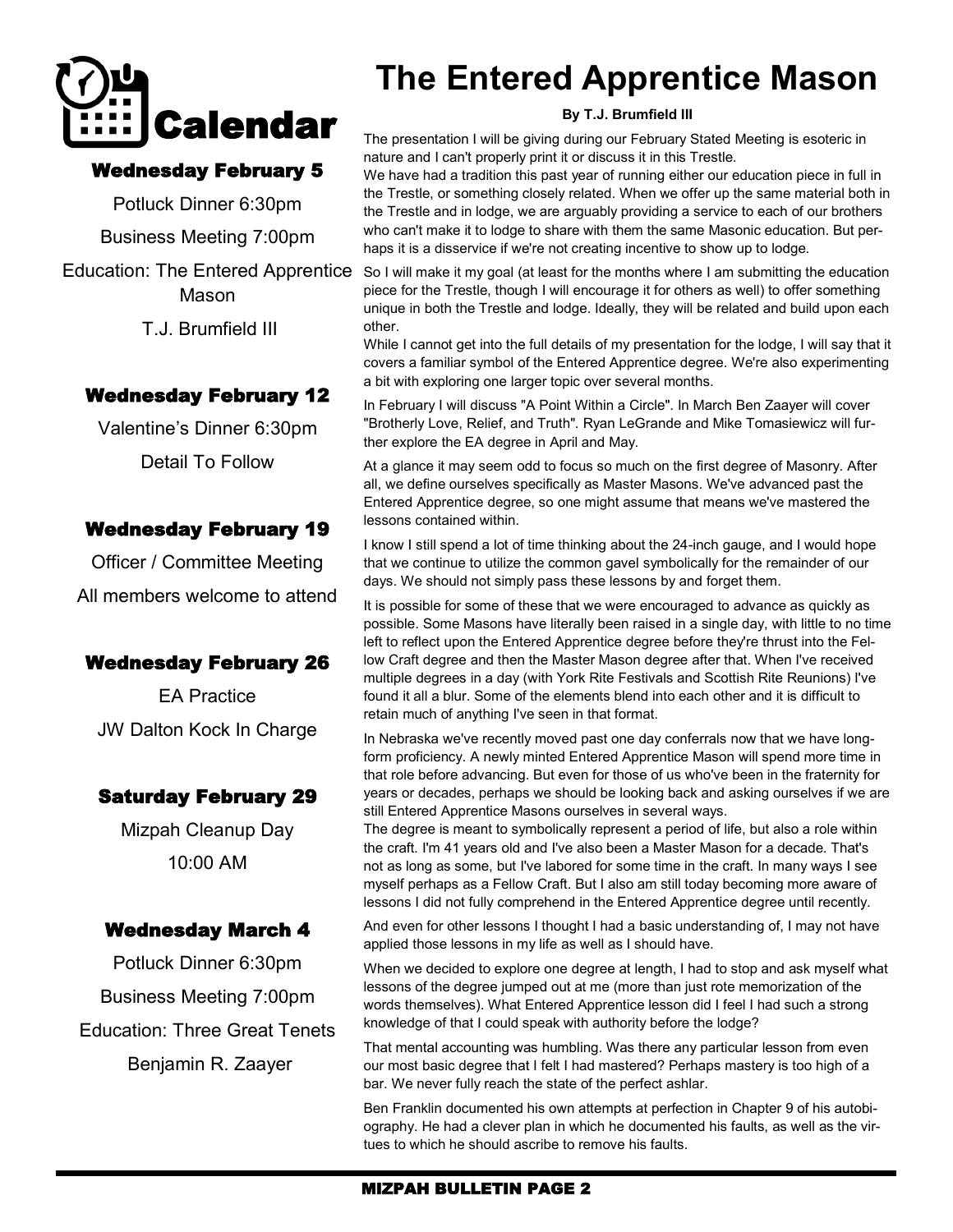# Calendar

### Wednesday February 5

Potluck Dinner 6:30pm

Business Meeting 7:00pm

Education: The Entered Apprentice Mason

T.J. Brumfield III

### Wednesday February 12

Valentine's Dinner 6:30pm

Detail To Follow

### Wednesday February 19

Officer / Committee Meeting

All members welcome to attend

### Wednesday February 26

EA Practice

JW Dalton Kock In Charge

### Saturday February 29

Mizpah Cleanup Day

10:00 AM

### Wednesday March 4

Potluck Dinner 6:30pm

Business Meeting 7:00pm

Education: Three Great Tenets

Benjamin R. Zaayer

# The Entered Apprentice Mason

**By T.J. Brumfield III**

The presentation I will be giving during our February Stated Meeting is esoteric in nature and I can't properly print it or discuss it in this Trestle.

We have had a tradition this past year of running either our education piece in full in the Trestle, or something closely related. When we offer up the same material both in the Trestle and in lodge, we are arguably providing a service to each of our brothers who can't make it to lodge to share with them the same Masonic education. But perhaps it is a disservice if we're not creating incentive to show up to lodge.

So I will make it my goal (at least for the months where I am submitting the education piece for the Trestle, though I will encourage it for others as well) to offer something unique in both the Trestle and lodge. Ideally, they will be related and build upon each other.

While I cannot get into the full details of my presentation for the lodge, I will say that it covers a familiar symbol of the Entered Apprentice degree. We're also experimenting a bit with exploring one larger topic over several months.

In February I will discuss "A Point Within a Circle". In March Ben Zaayer will cover "Brotherly Love, Relief, and Truth". Ryan LeGrande and Mike Tomasiewicz will further explore the EA degree in April and May.

At a glance it may seem odd to focus so much on the first degree of Masonry. After all, we define ourselves specifically as Master Masons. We've advanced past the Entered Apprentice degree, so one might assume that means we've mastered the lessons contained within.

I know I still spend a lot of time thinking about the 24-inch gauge, and I would hope that we continue to utilize the common gavel symbolically for the remainder of our days. We should not simply pass these lessons by and forget them.

It is possible for some of these that we were encouraged to advance as quickly as possible. Some Masons have literally been raised in a single day, with little to no time left to reflect upon the Entered Apprentice degree before they're thrust into the Fellow Craft degree and then the Master Mason degree after that. When I've received multiple degrees in a day (with York Rite Festivals and Scottish Rite Reunions) I've found it all a blur. Some of the elements blend into each other and it is difficult to retain much of anything I've seen in that format.

In Nebraska we've recently moved past one day conferrals now that we have long-form proficiency. A newly minted Entered Apprentice Mason will spend more time in that role before advancing. But even for those of us who've been in the fraternity for years or decades, perhaps we should be looking back and asking ourselves if we are still Entered Apprentice Masons ourselves in several ways.

The degree is meant to symbolically represent a period of life, but also a role within the craft. I'm 41 years old and I've also been a Master Mason for a decade. That's not as long as some, but I've labored for some time in the craft. In many ways I see myself perhaps as a Fellow Craft. But I also am still today becoming more aware of lessons I did not fully comprehend in the Entered Apprentice degree until recently.

And even for other lessons I thought I had a basic understanding of, I may not have applied those lessons in my life as well as I should have.

When we decided to explore one degree at length, I had to stop and ask myself what lessons of the degree jumped out at me (more than just rote memorization of the words themselves). What Entered Apprentice lesson did I feel I had such a strong knowledge of that I could speak with authority before the lodge?

That mental accounting was humbling. Was there any particular lesson from even our most basic degree that I felt I had mastered? Perhaps mastery is too high of a bar. We never fully reach the state of the perfect ashlar.

Ben Franklin documented his own attempts at perfection in Chapter 9 of his autobiography. He had a clever plan in which he documented his faults, as well as the virtues to which he should ascribe to remove his faults.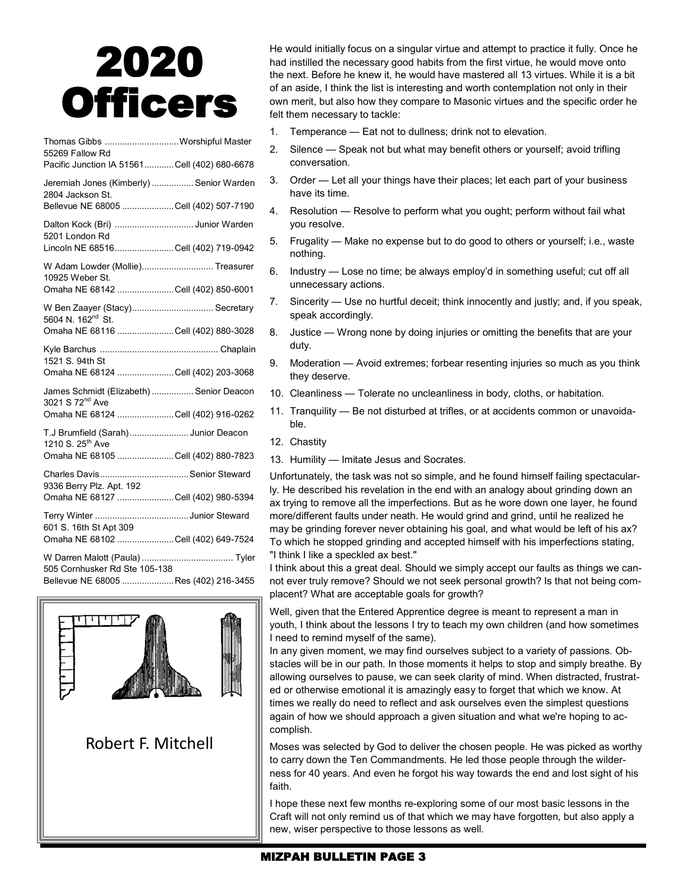# 2020 Officers

Thomas Gibbs .............................. Worshipful Master
55269 Fallow Rd
Pacific Junction IA 51561............ Cell (402) 680-6678

Jeremiah Jones (Kimberly) ................. Senior Warden
2804 Jackson St.
Bellevue NE 68005 ..................... Cell (402) 507-7190

Dalton Kock (Bri) ................................ Junior Warden
5201 London Rd
Lincoln NE 68516........................ Cell (402) 719-0942

W Adam Lowder (Mollie)............................. Treasurer
10925 Weber St.
Omaha NE 68142 ....................... Cell (402) 850-6001

W Ben Zaayer (Stacy)................................. Secretary
5604 N. 162nd St.
Omaha NE 68116 ....................... Cell (402) 880-3028

Kyle Barchus ................................................ Chaplain
1521 S. 94th St
Omaha NE 68124 ....................... Cell (402) 203-3068

James Schmidt (Elizabeth) ................. Senior Deacon
3021 S 72nd Ave
Omaha NE 68124 ....................... Cell (402) 916-0262

T.J Brumfield (Sarah)........................ Junior Deacon
1210 S. 25th Ave
Omaha NE 68105 ....................... Cell (402) 880-7823

Charles Davis.................................... Senior Steward
9336 Berry Plz. Apt. 192
Omaha NE 68127 ....................... Cell (402) 980-5394

Terry Winter ...................................... Junior Steward
601 S. 16th St Apt 309
Omaha NE 68102 ....................... Cell (402) 649-7524

W Darren Malott (Paula) ..................................... Tyler
505 Cornhusker Rd Ste 105-138
Bellevue NE 68005 ..................... Res (402) 216-3455

Robert F. Mitchell

He would initially focus on a singular virtue and attempt to practice it fully. Once he had instilled the necessary good habits from the first virtue, he would move onto the next. Before he knew it, he would have mastered all 13 virtues. While it is a bit of an aside, I think the list is interesting and worth contemplation not only in their own merit, but also how they compare to Masonic virtues and the specific order he felt them necessary to tackle:

1. Temperance — Eat not to dullness; drink not to elevation.
2. Silence — Speak not but what may benefit others or yourself; avoid trifling conversation.
3. Order — Let all your things have their places; let each part of your business have its time.
4. Resolution — Resolve to perform what you ought; perform without fail what you resolve.
5. Frugality — Make no expense but to do good to others or yourself; i.e., waste nothing.
6. Industry — Lose no time; be always employ'd in something useful; cut off all unnecessary actions.
7. Sincerity — Use no hurtful deceit; think innocently and justly; and, if you speak, speak accordingly.
8. Justice — Wrong none by doing injuries or omitting the benefits that are your duty.
9. Moderation — Avoid extremes; forbear resenting injuries so much as you think they deserve.
10. Cleanliness — Tolerate no uncleanliness in body, cloths, or habitation.
11. Tranquility — Be not disturbed at trifles, or at accidents common or unavoidable.
12. Chastity
13. Humility — Imitate Jesus and Socrates.

Unfortunately, the task was not so simple, and he found himself failing spectacularly. He described his revelation in the end with an analogy about grinding down an ax trying to remove all the imperfections. But as he wore down one layer, he found more/different faults under neath. He would grind and grind, until he realized he may be grinding forever never obtaining his goal, and what would be left of his ax? To which he stopped grinding and accepted himself with his imperfections stating, "I think I like a speckled ax best."

I think about this a great deal. Should we simply accept our faults as things we cannot ever truly remove? Should we not seek personal growth? Is that not being complacent? What are acceptable goals for growth?

Well, given that the Entered Apprentice degree is meant to represent a man in youth, I think about the lessons I try to teach my own children (and how sometimes I need to remind myself of the same).

In any given moment, we may find ourselves subject to a variety of passions. Obstacles will be in our path. In those moments it helps to stop and simply breathe. By allowing ourselves to pause, we can seek clarity of mind. When distracted, frustrated or otherwise emotional it is amazingly easy to forget that which we know. At times we really do need to reflect and ask ourselves even the simplest questions again of how we should approach a given situation and what we're hoping to accomplish.

Moses was selected by God to deliver the chosen people. He was picked as worthy to carry down the Ten Commandments. He led those people through the wilderness for 40 years. And even he forgot his way towards the end and lost sight of his faith.

I hope these next few months re-exploring some of our most basic lessons in the Craft will not only remind us of that which we may have forgotten, but also apply a new, wiser perspective to those lessons as well.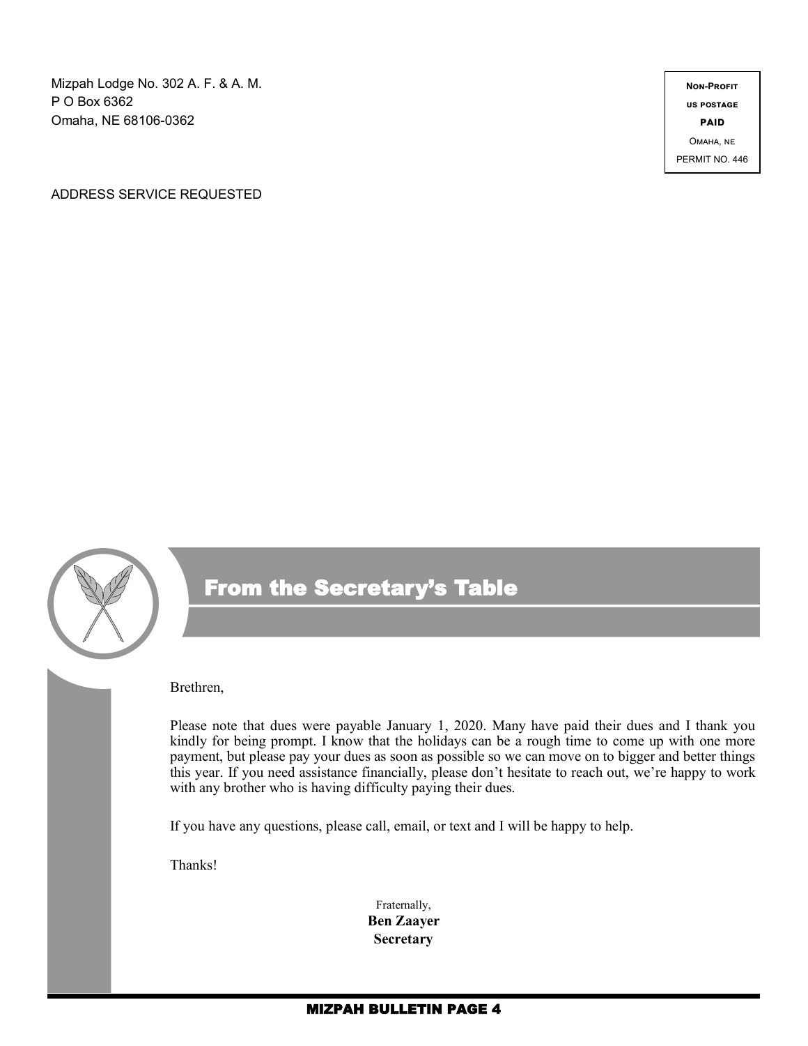Mizpah Lodge No. 302 A. F. & A. M.
P O Box 6362
Omaha, NE 68106-0362

ADDRESS SERVICE REQUESTED

NON-PROFIT
US POSTAGE
**PAID**
OMAHA, NE
PERMIT NO. 446

## From the Secretary's Table

Brethren,

Please note that dues were payable January 1, 2020. Many have paid their dues and I thank you kindly for being prompt. I know that the holidays can be a rough time to come up with one more payment, but please pay your dues as soon as possible so we can move on to bigger and better things this year. If you need assistance financially, please don't hesitate to reach out, we're happy to work with any brother who is having difficulty paying their dues.

If you have any questions, please call, email, or text and I will be happy to help.

Thanks!

Fraternally,
**Ben Zaayer**
**Secretary**